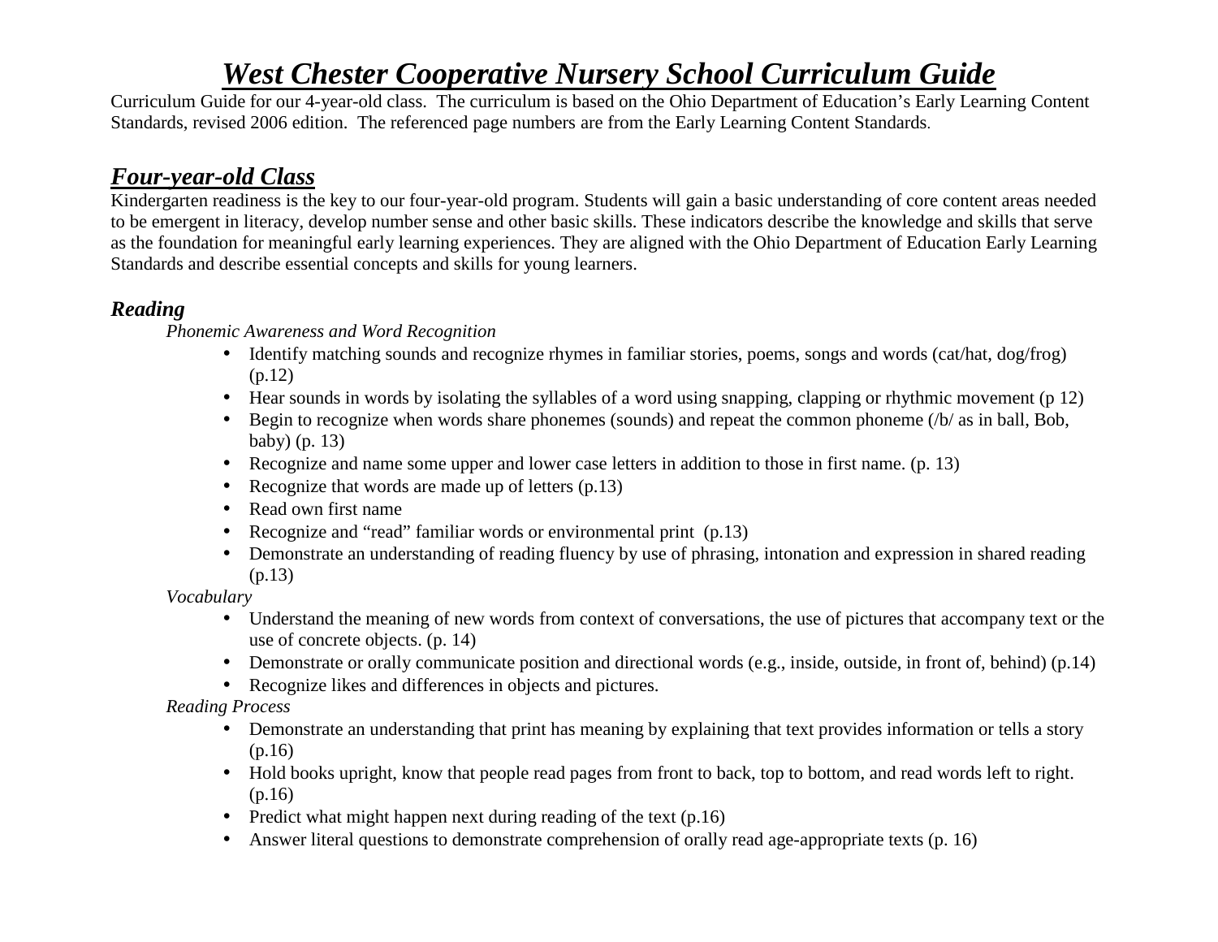# *West Chester Cooperative Nursery School Curriculum Guide*

Curriculum Guide for our 4-year-old class. The curriculum is based on the Ohio Department of Education's Early Learning Content Standards, revised 2006 edition. The referenced page numbers are from the Early Learning Content Standards.

## *Four-year-old Class*

Kindergarten readiness is the key to our four-year-old program. Students will gain a basic understanding of core content areas needed to be emergent in literacy, develop number sense and other basic skills. These indicators describe the knowledge and skills that serve as the foundation for meaningful early learning experiences. They are aligned with the Ohio Department of Education Early Learning Standards and describe essential concepts and skills for young learners.

### *Reading*

*Phonemic Awareness and Word Recognition*

- Identify matching sounds and recognize rhymes in familiar stories, poems, songs and words (cat/hat, dog/frog) (p.12)
- Hear sounds in words by isolating the syllables of a word using snapping, clapping or rhythmic movement (p 12)
- Begin to recognize when words share phonemes (sounds) and repeat the common phoneme (/b/ as in ball, Bob, baby) (p. 13)
- Recognize and name some upper and lower case letters in addition to those in first name. (p. 13)
- Recognize that words are made up of letters (p.13)
- Read own first name
- Recognize and "read" familiar words or environmental print (p.13)
- Demonstrate an understanding of reading fluency by use of phrasing, intonation and expression in shared reading (p.13)

*Vocabulary*

- Understand the meaning of new words from context of conversations, the use of pictures that accompany text or the use of concrete objects. (p. 14)
- Demonstrate or orally communicate position and directional words (e.g., inside, outside, in front of, behind) (p.14)
- Recognize likes and differences in objects and pictures.

*Reading Process*

- Demonstrate an understanding that print has meaning by explaining that text provides information or tells a story (p.16)
- Hold books upright, know that people read pages from front to back, top to bottom, and read words left to right. (p.16)
- Predict what might happen next during reading of the text (p.16)
- Answer literal questions to demonstrate comprehension of orally read age-appropriate texts (p. 16)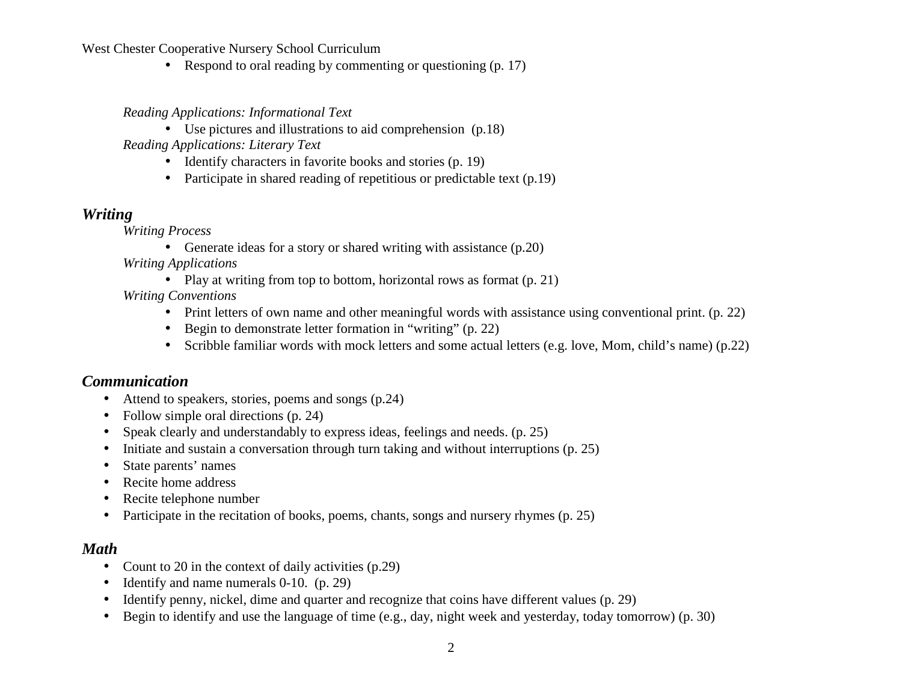- Respond to oral reading by commenting or questioning (p. 17)

*Reading Applications: Informational Text*

- Use pictures and illustrations to aid comprehension (p.18)

*Reading Applications: Literary Text*

- Identify characters in favorite books and stories (p. 19)
- Participate in shared reading of repetitious or predictable text (p.19)

## ***Writing***

*Writing Process*

- Generate ideas for a story or shared writing with assistance (p.20)

*Writing Applications*

- Play at writing from top to bottom, horizontal rows as format (p. 21)

*Writing Conventions*

- Print letters of own name and other meaningful words with assistance using conventional print. (p. 22)
- Begin to demonstrate letter formation in "writing" (p. 22)
- Scribble familiar words with mock letters and some actual letters (e.g. love, Mom, child's name) (p.22)

## ***Communication***

- Attend to speakers, stories, poems and songs (p.24)
- Follow simple oral directions (p. 24)
- Speak clearly and understandably to express ideas, feelings and needs. (p. 25)
- Initiate and sustain a conversation through turn taking and without interruptions (p. 25)
- State parents' names
- Recite home address
- Recite telephone number
- Participate in the recitation of books, poems, chants, songs and nursery rhymes (p. 25)

## ***Math***

- Count to 20 in the context of daily activities (p.29)
- Identify and name numerals 0-10. (p. 29)
- Identify penny, nickel, dime and quarter and recognize that coins have different values (p. 29)
- Begin to identify and use the language of time (e.g., day, night week and yesterday, today tomorrow) (p. 30)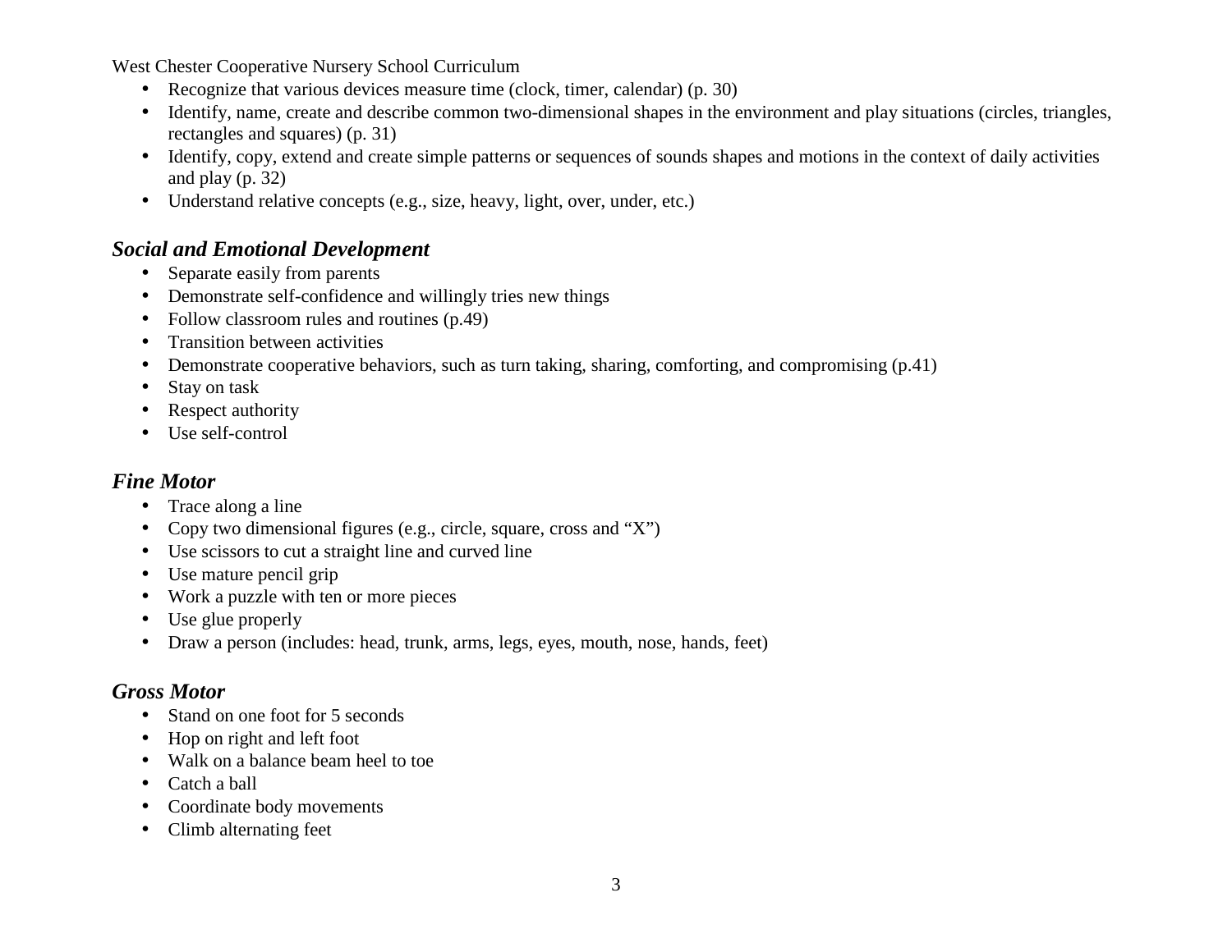West Chester Cooperative Nursery School Curriculum

- Recognize that various devices measure time (clock, timer, calendar) (p. 30)
- Identify, name, create and describe common two-dimensional shapes in the environment and play situations (circles, triangles, rectangles and squares) (p. 31)
- Identify, copy, extend and create simple patterns or sequences of sounds shapes and motions in the context of daily activities and play (p. 32)
- Understand relative concepts (e.g., size, heavy, light, over, under, etc.)

### *Social and Emotional Development*

- Separate easily from parents
- Demonstrate self-confidence and willingly tries new things
- Follow classroom rules and routines (p.49)
- Transition between activities
- Demonstrate cooperative behaviors, such as turn taking, sharing, comforting, and compromising (p.41)
- Stay on task
- Respect authority
- Use self-control

### *Fine Motor*

- Trace along a line
- Copy two dimensional figures (e.g., circle, square, cross and “X”)
- Use scissors to cut a straight line and curved line
- Use mature pencil grip
- Work a puzzle with ten or more pieces
- Use glue properly
- Draw a person (includes: head, trunk, arms, legs, eyes, mouth, nose, hands, feet)

### *Gross Motor*

- Stand on one foot for 5 seconds
- Hop on right and left foot
- Walk on a balance beam heel to toe
- Catch a ball
- Coordinate body movements
- Climb alternating feet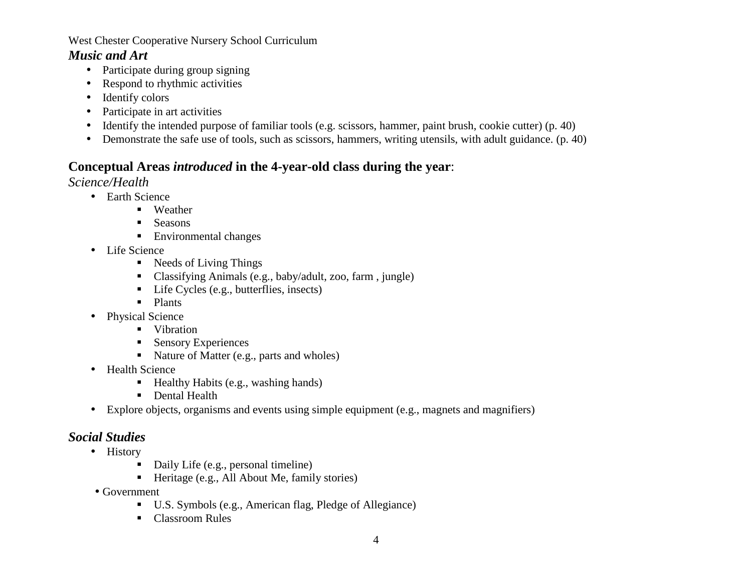### *Music and Art*

- Participate during group signing
- Respond to rhythmic activities
- Identify colors
- Participate in art activities
- Identify the intended purpose of familiar tools (e.g. scissors, hammer, paint brush, cookie cutter) (p. 40)
- Demonstrate the safe use of tools, such as scissors, hammers, writing utensils, with adult guidance. (p. 40)

## Conceptual Areas *introduced* in the 4-year-old class during the year:

### *Science/Health*

- Earth Science
  - Weather
  - Seasons
  - Environmental changes
- Life Science
  - Needs of Living Things
  - Classifying Animals (e.g., baby/adult, zoo, farm , jungle)
  - Life Cycles (e.g., butterflies, insects)
  - Plants
- Physical Science
  - Vibration
  - Sensory Experiences
  - Nature of Matter (e.g., parts and wholes)
- Health Science
  - Healthy Habits (e.g., washing hands)
  - Dental Health
- Explore objects, organisms and events using simple equipment (e.g., magnets and magnifiers)

### *Social Studies*

- History
  - Daily Life (e.g., personal timeline)
  - Heritage (e.g., All About Me, family stories)
- Government
  - U.S. Symbols (e.g., American flag, Pledge of Allegiance)
  - Classroom Rules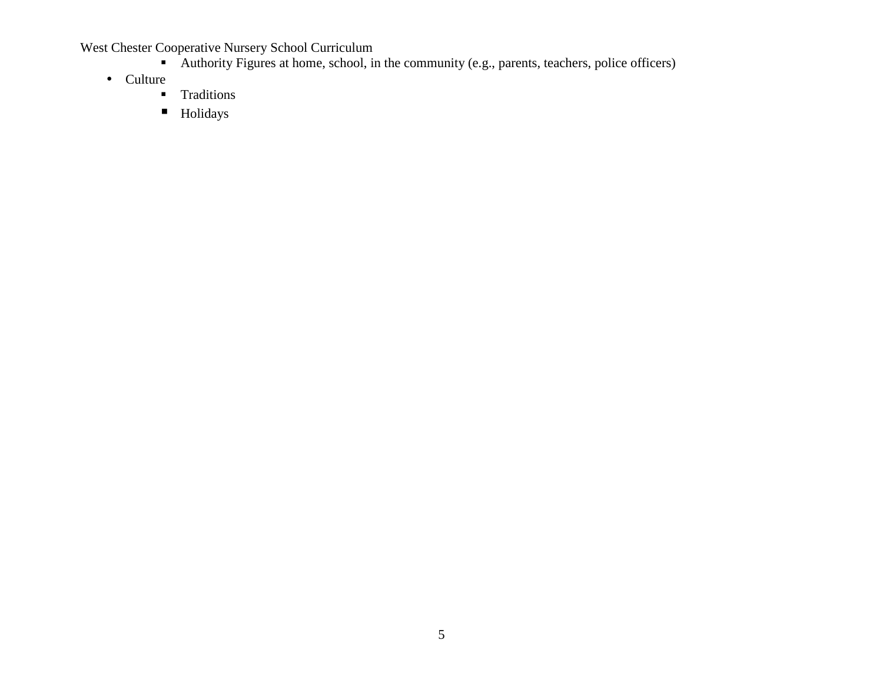- Authority Figures at home, school, in the community (e.g., parents, teachers, police officers)
- Culture
    - Traditions
    - Holidays